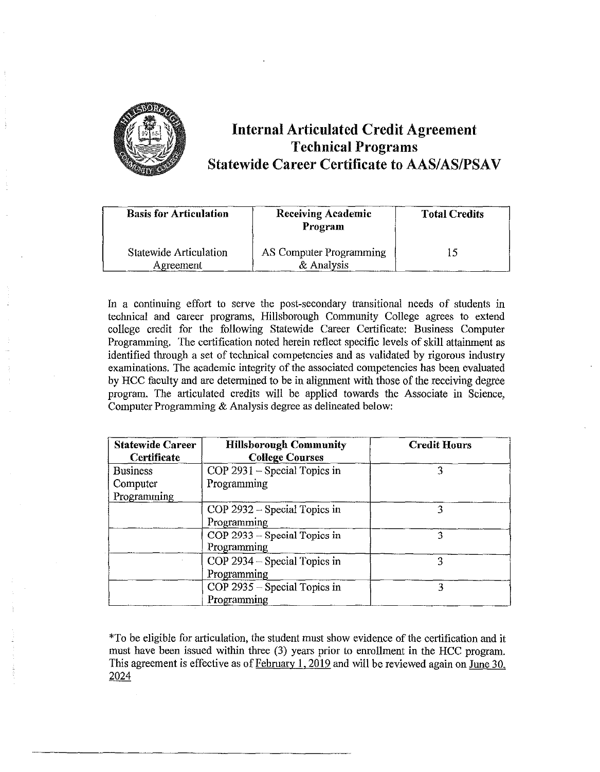# Internal Articulated Credit Agreement
# Technical Programs
# Statewide Career Certificate to AAS/AS/PSAV

| Basis for Articulation | Receiving Academic Program | Total Credits |
|---|---|---|
| Statewide Articulation Agreement | AS Computer Programming & Analysis | 15 |

In a continuing effort to serve the post-secondary transitional needs of students in technical and career programs, Hillsborough Community College agrees to extend college credit for the following Statewide Career Certificate: Business Computer Programming. The certification noted herein reflect specific levels of skill attainment as identified through a set of technical competencies and as validated by rigorous industry examinations. The academic integrity of the associated competencies has been evaluated by HCC faculty and are determined to be in alignment with those of the receiving degree program. The articulated credits will be applied towards the Associate in Science, Computer Programming & Analysis degree as delineated below:

| Statewide Career Certificate | Hillsborough Community College Courses | Credit Hours |
|---|---|---|
| Business Computer Programming | COP 2931 – Special Topics in Programming | 3 |
| | COP 2932 – Special Topics in Programming | 3 |
| | COP 2933 – Special Topics in Programming | 3 |
| | COP 2934 – Special Topics in Programming | 3 |
| | COP 2935 – Special Topics in Programming | 3 |

*To be eligible for articulation, the student must show evidence of the certification and it must have been issued within three (3) years prior to enrollment in the HCC program. This agreement is effective as of February 1, 2019 and will be reviewed again on June 30, 2024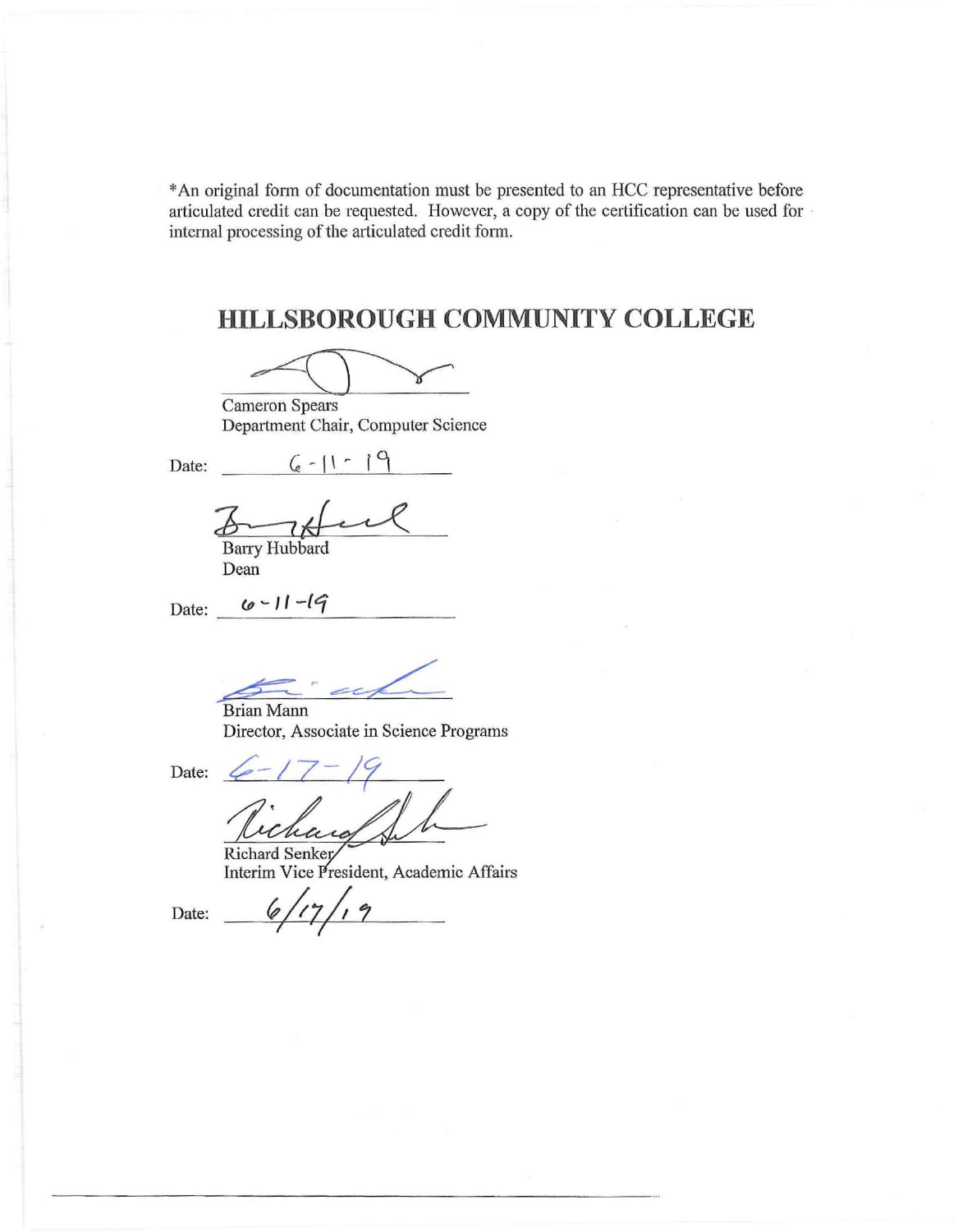*An original form of documentation must be presented to an HCC representative before articulated credit can be requested. However, a copy of the certification can be used for internal processing of the articulated credit form.

## HILLSBOROUGH COMMUNITY COLLEGE

Cameron Spears
Department Chair, Computer Science

Date: 6-11-19

Barry Hubbard
Dean

Date: 6-11-19

Brian Mann
Director, Associate in Science Programs

Date: 6-17-19

Richard Senker
Interim Vice President, Academic Affairs

Date: 6/17/19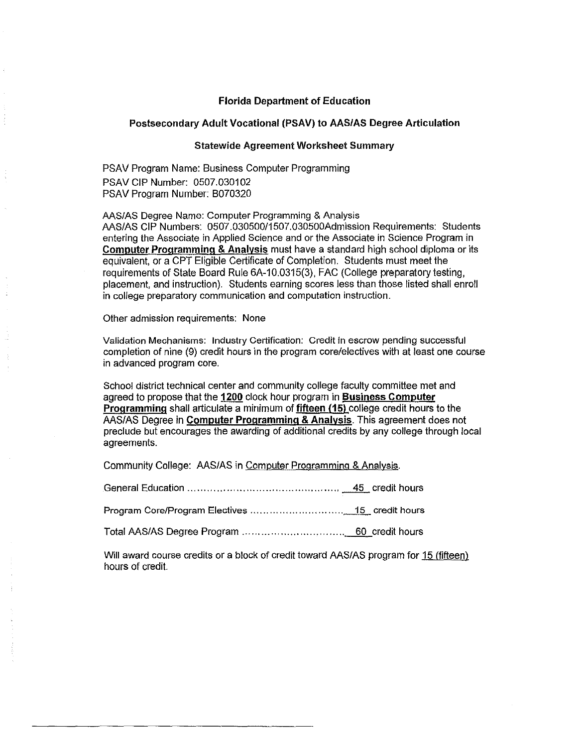**Florida Department of Education**

**Postsecondary Adult Vocational (PSAV) to AAS/AS Degree Articulation**

**Statewide Agreement Worksheet Summary**

PSAV Program Name: Business Computer Programming
PSAV CIP Number: 0507.030102
PSAV Program Number: B070320

AAS/AS Degree Name: Computer Programming & Analysis
AAS/AS CIP Numbers: 0507.030500/1507.030500Admission Requirements: Students entering the Associate in Applied Science and or the Associate in Science Program in **Computer Programming & Analysis** must have a standard high school diploma or its equivalent, or a CPT Eligible Certificate of Completion. Students must meet the requirements of State Board Rule 6A-10.0315(3), FAC (College preparatory testing, placement, and instruction). Students earning scores less than those listed shall enroll in college preparatory communication and computation instruction.

Other admission requirements: None

Validation Mechanisms: Industry Certification: Credit in escrow pending successful completion of nine (9) credit hours in the program core/electives with at least one course in advanced program core.

School district technical center and community college faculty committee met and agreed to propose that the **1200** clock hour program in **Business Computer Programming** shall articulate a minimum of **fifteen (15)** college credit hours to the AAS/AS Degree in **Computer Programming & Analysis**. This agreement does not preclude but encourages the awarding of additional credits by any college through local agreements.

Community College: AAS/AS in Computer Programming & Analysis.

General Education ............................................ 45 credit hours

Program Core/Program Electives ............................ 15 credit hours

Total AAS/AS Degree Program ................................ 60 credit hours

Will award course credits or a block of credit toward AAS/AS program for 15 (fifteen) hours of credit.